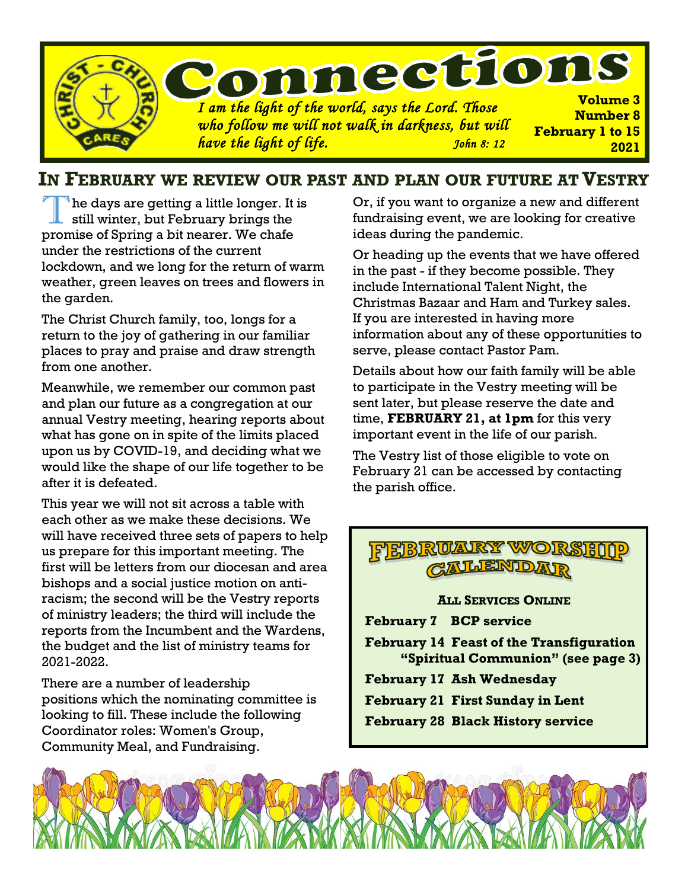# Connections

*I am the light of the world, says the Lord. Those who follow me will not walk in darkness, but will have the light of life.* *John 8: 12*

**Volume 3**
**Number 8**
**February 1 to 15**
**2021**

## In February we review our past and plan our future at Vestry

The days are getting a little longer. It is still winter, but February brings the promise of Spring a bit nearer. We chafe under the restrictions of the current lockdown, and we long for the return of warm weather, green leaves on trees and flowers in the garden.

The Christ Church family, too, longs for a return to the joy of gathering in our familiar places to pray and praise and draw strength from one another.

Meanwhile, we remember our common past and plan our future as a congregation at our annual Vestry meeting, hearing reports about what has gone on in spite of the limits placed upon us by COVID-19, and deciding what we would like the shape of our life together to be after it is defeated.

This year we will not sit across a table with each other as we make these decisions. We will have received three sets of papers to help us prepare for this important meeting. The first will be letters from our diocesan and area bishops and a social justice motion on anti-racism; the second will be the Vestry reports of ministry leaders; the third will include the reports from the Incumbent and the Wardens, the budget and the list of ministry teams for 2021-2022.

There are a number of leadership positions which the nominating committee is looking to fill. These include the following Coordinator roles: Women's Group, Community Meal, and Fundraising.

Or, if you want to organize a new and different fundraising event, we are looking for creative ideas during the pandemic.

Or heading up the events that we have offered in the past - if they become possible. They include International Talent Night, the Christmas Bazaar and Ham and Turkey sales. If you are interested in having more information about any of these opportunities to serve, please contact Pastor Pam.

Details about how our faith family will be able to participate in the Vestry meeting will be sent later, but please reserve the date and time, **FEBRUARY 21, at 1pm** for this very important event in the life of our parish.

The Vestry list of those eligible to vote on February 21 can be accessed by contacting the parish office.

## February Worship Calendar

**All Services Online**

**February 7** **BCP service**

**February 14** **Feast of the Transfiguration "Spiritual Communion" (see page 3)**

**February 17** **Ash Wednesday**

**February 21** **First Sunday in Lent**

**February 28** **Black History service**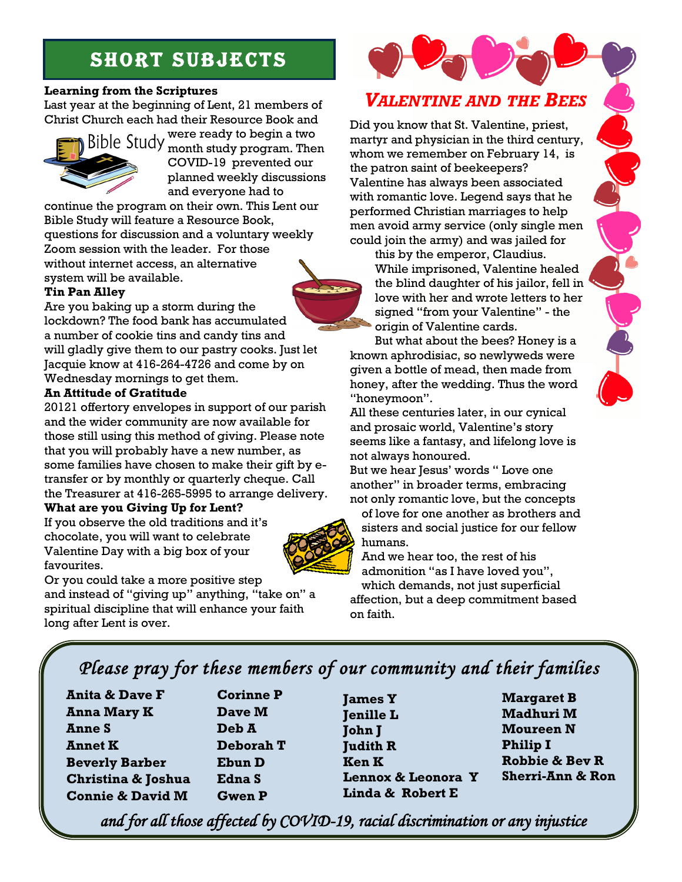## SHORT SUBJECTS

**Learning from the Scriptures**

Last year at the beginning of Lent, 21 members of Christ Church each had their Resource Book and were ready to begin a two month study program. Then COVID-19 prevented our planned weekly discussions and everyone had to continue the program on their own. This Lent our Bible Study will feature a Resource Book, questions for discussion and a voluntary weekly Zoom session with the leader. For those without internet access, an alternative system will be available.

**Tin Pan Alley**

Are you baking up a storm during the lockdown? The food bank has accumulated a number of cookie tins and candy tins and will gladly give them to our pastry cooks. Just let Jacquie know at 416-264-4726 and come by on Wednesday mornings to get them.

**An Attitude of Gratitude**

20121 offertory envelopes in support of our parish and the wider community are now available for those still using this method of giving. Please note that you will probably have a new number, as some families have chosen to make their gift by e-transfer or by monthly or quarterly cheque. Call the Treasurer at 416-265-5995 to arrange delivery.

**What are you Giving Up for Lent?**

If you observe the old traditions and it's chocolate, you will want to celebrate Valentine Day with a big box of your favourites.

Or you could take a more positive step and instead of "giving up" anything, "take on" a spiritual discipline that will enhance your faith long after Lent is over.

## *VALENTINE AND THE BEES*

Did you know that St. Valentine, priest, martyr and physician in the third century, whom we remember on February 14, is the patron saint of beekeepers?

Valentine has always been associated with romantic love. Legend says that he performed Christian marriages to help men avoid army service (only single men could join the army) and was jailed for this by the emperor, Claudius.

While imprisoned, Valentine healed the blind daughter of his jailor, fell in love with her and wrote letters to her signed "from your Valentine" - the origin of Valentine cards.

But what about the bees? Honey is a known aphrodisiac, so newlyweds were given a bottle of mead, then made from honey, after the wedding. Thus the word "honeymoon".

All these centuries later, in our cynical and prosaic world, Valentine's story seems like a fantasy, and lifelong love is not always honoured.

But we hear Jesus' words " Love one another" in broader terms, embracing not only romantic love, but the concepts of love for one another as brothers and sisters and social justice for our fellow humans.

And we hear too, the rest of his admonition "as I have loved you", which demands, not just superficial affection, but a deep commitment based on faith.

### *Please pray for these members of our community and their families*

**Anita & Dave F**
**Anna Mary K**
**Anne S**
**Annet K**
**Beverly Barber**
**Christina & Joshua**
**Connie & David M**
**Corinne P**
**Dave M**
**Deb A**
**Deborah T**
**Ebun D**
**Edna S**
**Gwen P**
**James Y**
**Jenille L**
**John J**
**Judith R**
**Ken K**
**Lennox & Leonora Y**
**Linda & Robert E**
**Margaret B**
**Madhuri M**
**Moureen N**
**Philip I**
**Robbie & Bev R**
**Sherri-Ann & Ron**

*and for all those affected by COVID-19, racial discrimination or any injustice*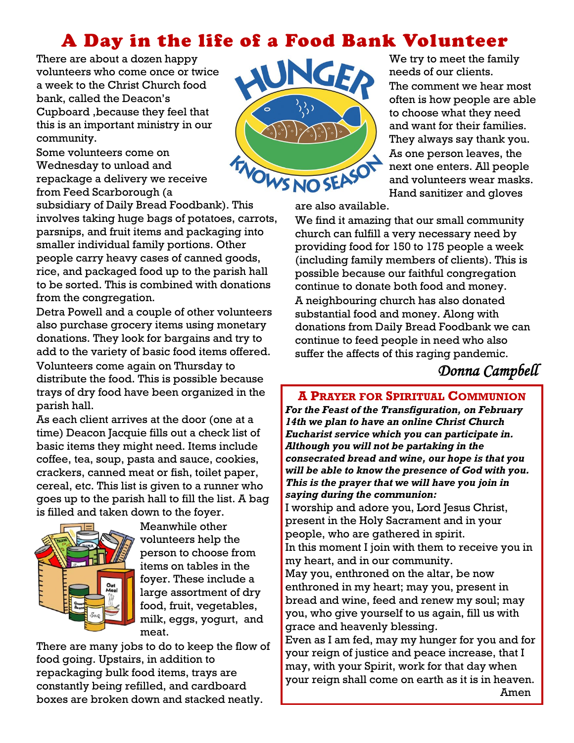# A Day in the life of a Food Bank Volunteer

There are about a dozen happy volunteers who come once or twice a week to the Christ Church food bank, called the Deacon's Cupboard ,because they feel that this is an important ministry in our community.

Some volunteers come on Wednesday to unload and repackage a delivery we receive from Feed Scarborough (a subsidiary of Daily Bread Foodbank). This involves taking huge bags of potatoes, carrots, parsnips, and fruit items and packaging into smaller individual family portions. Other people carry heavy cases of canned goods, rice, and packaged food up to the parish hall to be sorted. This is combined with donations from the congregation.

Detra Powell and a couple of other volunteers also purchase grocery items using monetary donations. They look for bargains and try to add to the variety of basic food items offered.

Volunteers come again on Thursday to distribute the food. This is possible because trays of dry food have been organized in the parish hall.

As each client arrives at the door (one at a time) Deacon Jacquie fills out a check list of basic items they might need. Items include coffee, tea, soup, pasta and sauce, cookies, crackers, canned meat or fish, toilet paper, cereal, etc. This list is given to a runner who goes up to the parish hall to fill the list. A bag is filled and taken down to the foyer.

Meanwhile other volunteers help the person to choose from items on tables in the foyer. These include a large assortment of dry food, fruit, vegetables, milk, eggs, yogurt, and meat.

There are many jobs to do to keep the flow of food going. Upstairs, in addition to repackaging bulk food items, trays are constantly being refilled, and cardboard boxes are broken down and stacked neatly.

We try to meet the family needs of our clients.

The comment we hear most often is how people are able to choose what they need and want for their families. They always say thank you. As one person leaves, the next one enters. All people and volunteers wear masks. Hand sanitizer and gloves are also available.

We find it amazing that our small community church can fulfill a very necessary need by providing food for 150 to 175 people a week (including family members of clients). This is possible because our faithful congregation continue to donate both food and money.

A neighbouring church has also donated substantial food and money. Along with donations from Daily Bread Foodbank we can continue to feed people in need who also suffer the affects of this raging pandemic.

*Donna Campbell*

## A Prayer for Spiritual Communion

***For the Feast of the Transfiguration, on February 14th we plan to have an online Christ Church Eucharist service which you can participate in. Although you will not be partaking in the consecrated bread and wine, our hope is that you will be able to know the presence of God with you. This is the prayer that we will have you join in saying during the communion:***

I worship and adore you, Lord Jesus Christ, present in the Holy Sacrament and in your people, who are gathered in spirit.

In this moment I join with them to receive you in my heart, and in our community.

May you, enthroned on the altar, be now enthroned in my heart; may you, present in bread and wine, feed and renew my soul; may you, who give yourself to us again, fill us with grace and heavenly blessing.

Even as I am fed, may my hunger for you and for your reign of justice and peace increase, that I may, with your Spirit, work for that day when your reign shall come on earth as it is in heaven.

Amen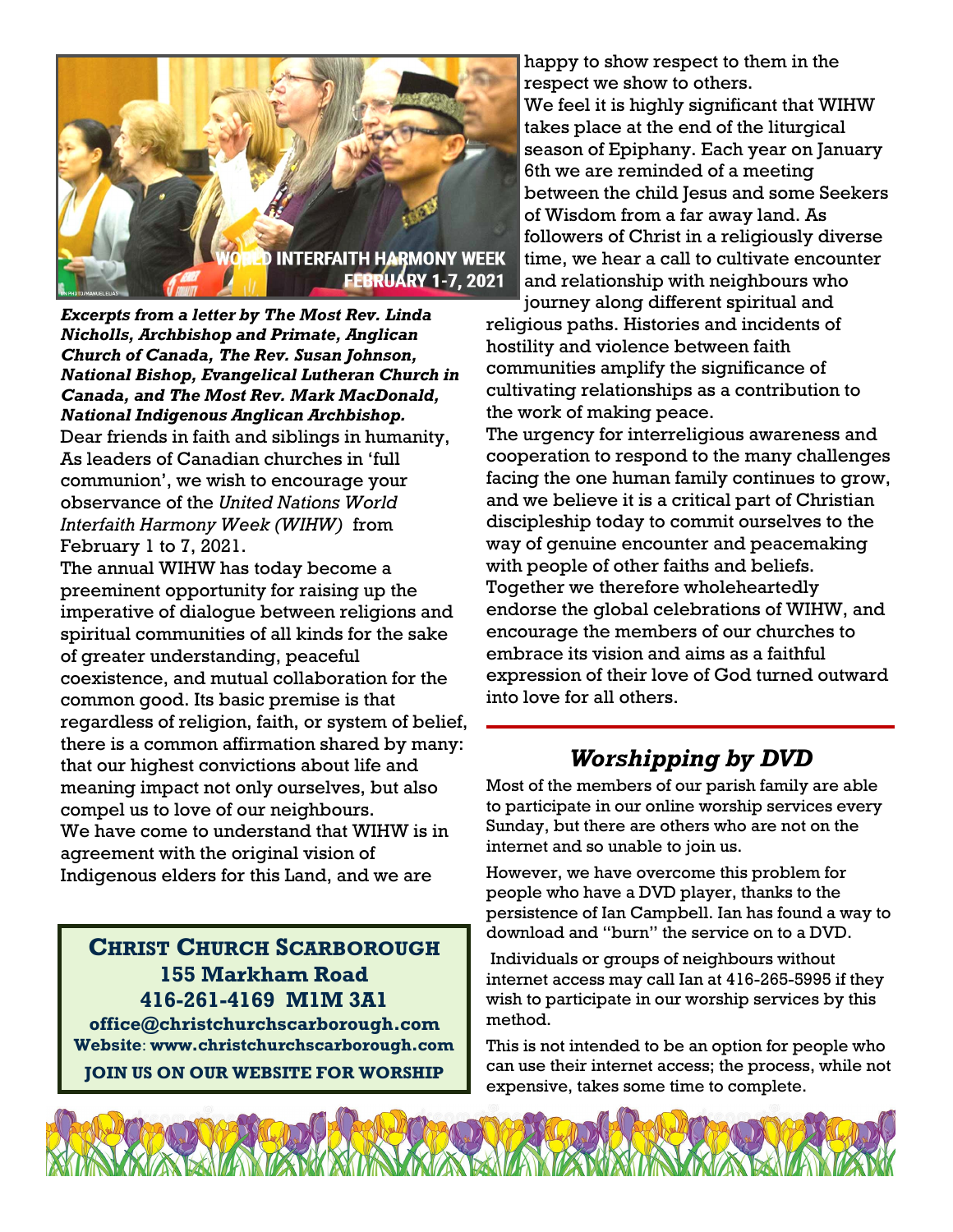*Excerpts from a letter by **The Most Rev. Linda Nicholls, Archbishop and Primate, Anglican Church of Canada, The Rev. Susan Johnson, National Bishop, Evangelical Lutheran Church in Canada, and The Most Rev. Mark MacDonald, National Indigenous Anglican Archbishop.***

Dear friends in faith and siblings in humanity,

As leaders of Canadian churches in 'full communion', we wish to encourage your observance of the *United Nations World Interfaith Harmony Week (WIHW)* from February 1 to 7, 2021.

The annual WIHW has today become a preeminent opportunity for raising up the imperative of dialogue between religions and spiritual communities of all kinds for the sake of greater understanding, peaceful coexistence, and mutual collaboration for the common good. Its basic premise is that regardless of religion, faith, or system of belief, there is a common affirmation shared by many: that our highest convictions about life and meaning impact not only ourselves, but also compel us to love of our neighbours.

We have come to understand that WIHW is in agreement with the original vision of Indigenous elders for this Land, and we are happy to show respect to them in the respect we show to others.

We feel it is highly significant that WIHW takes place at the end of the liturgical season of Epiphany. Each year on January 6th we are reminded of a meeting between the child Jesus and some Seekers of Wisdom from a far away land. As followers of Christ in a religiously diverse time, we hear a call to cultivate encounter and relationship with neighbours who journey along different spiritual and religious paths. Histories and incidents of hostility and violence between faith communities amplify the significance of cultivating relationships as a contribution to the work of making peace.

The urgency for interreligious awareness and cooperation to respond to the many challenges facing the one human family continues to grow, and we believe it is a critical part of Christian discipleship today to commit ourselves to the way of genuine encounter and peacemaking with people of other faiths and beliefs.

Together we therefore wholeheartedly endorse the global celebrations of WIHW, and encourage the members of our churches to embrace its vision and aims as a faithful expression of their love of God turned outward into love for all others.

**CHRIST CHURCH SCARBOROUGH**
**155 Markham Road**
**416-261-4169 M1M 3A1**
**office@christchurchscarborough.com**
**Website: www.christchurchscarborough.com**
**JOIN US ON OUR WEBSITE FOR WORSHIP**

## *Worshipping by DVD*

Most of the members of our parish family are able to participate in our online worship services every Sunday, but there are others who are not on the internet and so unable to join us.

However, we have overcome this problem for people who have a DVD player, thanks to the persistence of Ian Campbell. Ian has found a way to download and "burn" the service on to a DVD.

Individuals or groups of neighbours without internet access may call Ian at 416-265-5995 if they wish to participate in our worship services by this method.

This is not intended to be an option for people who can use their internet access; the process, while not expensive, takes some time to complete.